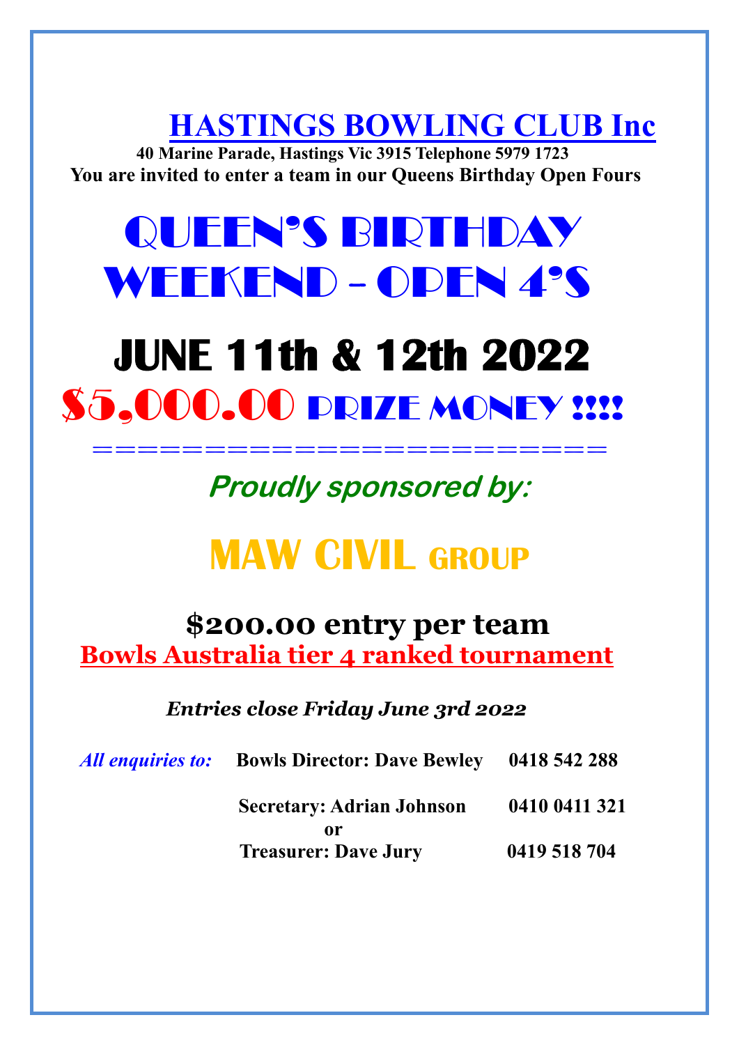# HASTINGS BOWLING CLUB Inc

**40 Marine Parade, Hastings Vic 3915 Telephone 5979 1723**

**You are invited to enter a team in our Queens Birthday Open Fours**

# QUEEN'S BIRTHDAY WEEKEND - OPEN 4'S

# JUNE 11th & 12th 2022

## $5,000.00 PRIZE MONEY !!!!

=======================

***Proudly sponsored by:***

# MAW CIVIL GROUP

## $200.00 entry per team

**Bowls Australia tier 4 ranked tournament**

***Entries close Friday June 3rd 2022***

*All enquiries to:* **Bowls Director: Dave Bewley 0418 542 288**

**Secretary: Adrian Johnson 0410 0411 321**

**or**

**Treasurer: Dave Jury 0419 518 704**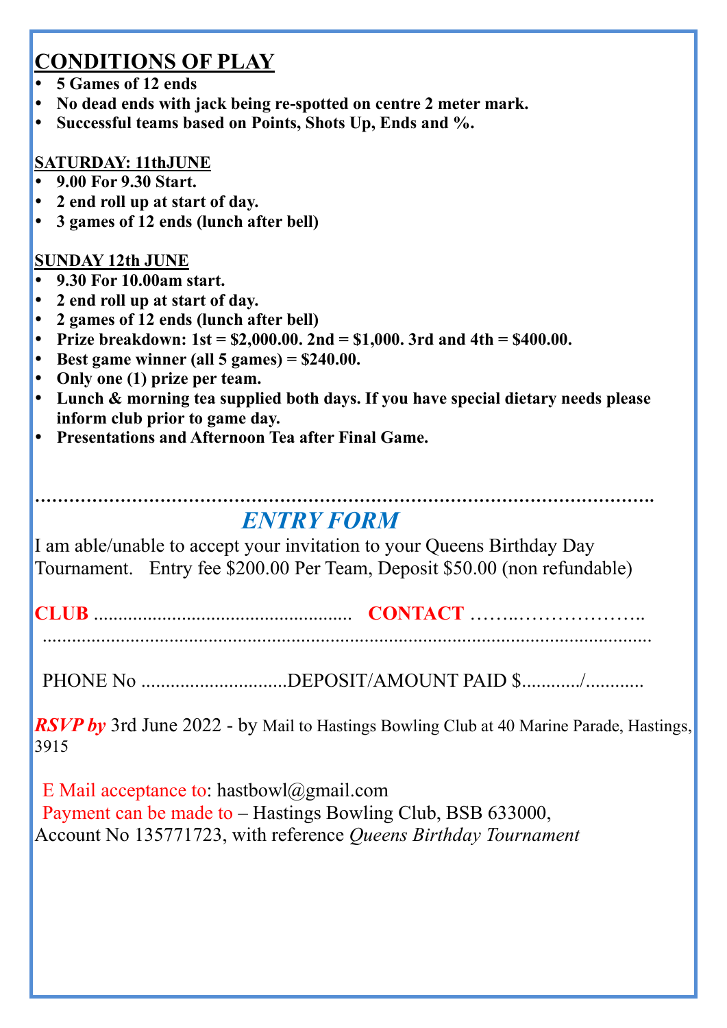## CONDITIONS OF PLAY

- **5 Games of 12 ends**
- **No dead ends with jack being re-spotted on centre 2 meter mark.**
- **Successful teams based on Points, Shots Up, Ends and %.**

**SATURDAY: 11thJUNE**

- **9.00 For 9.30 Start.**
- **2 end roll up at start of day.**
- **3 games of 12 ends (lunch after bell)**

**SUNDAY 12th JUNE**

- **9.30 For 10.00am start.**
- **2 end roll up at start of day.**
- **2 games of 12 ends (lunch after bell)**
- **Prize breakdown: 1st = $2,000.00. 2nd = $1,000. 3rd and 4th = $400.00.**
- **Best game winner (all 5 games) = $240.00.**
- **Only one (1) prize per team.**
- **Lunch & morning tea supplied both days. If you have special dietary needs please inform club prior to game day.**
- **Presentations and Afternoon Tea after Final Game.**

……………………………………………………………………………………………….

## *ENTRY FORM*

I am able/unable to accept your invitation to your Queens Birthday Day Tournament. Entry fee $200.00 Per Team, Deposit $50.00 (non refundable)

**CLUB** .................................................... **CONTACT** ……..………………..
...............................................................................................................

PHONE No .............................DEPOSIT/AMOUNT PAID $.........../...........

***RSVP by*** 3rd June 2022 - by Mail to Hastings Bowling Club at 40 Marine Parade, Hastings, 3915

E Mail acceptance to: hastbowl@gmail.com
Payment can be made to – Hastings Bowling Club, BSB 633000, Account No 135771723, with reference *Queens Birthday Tournament*